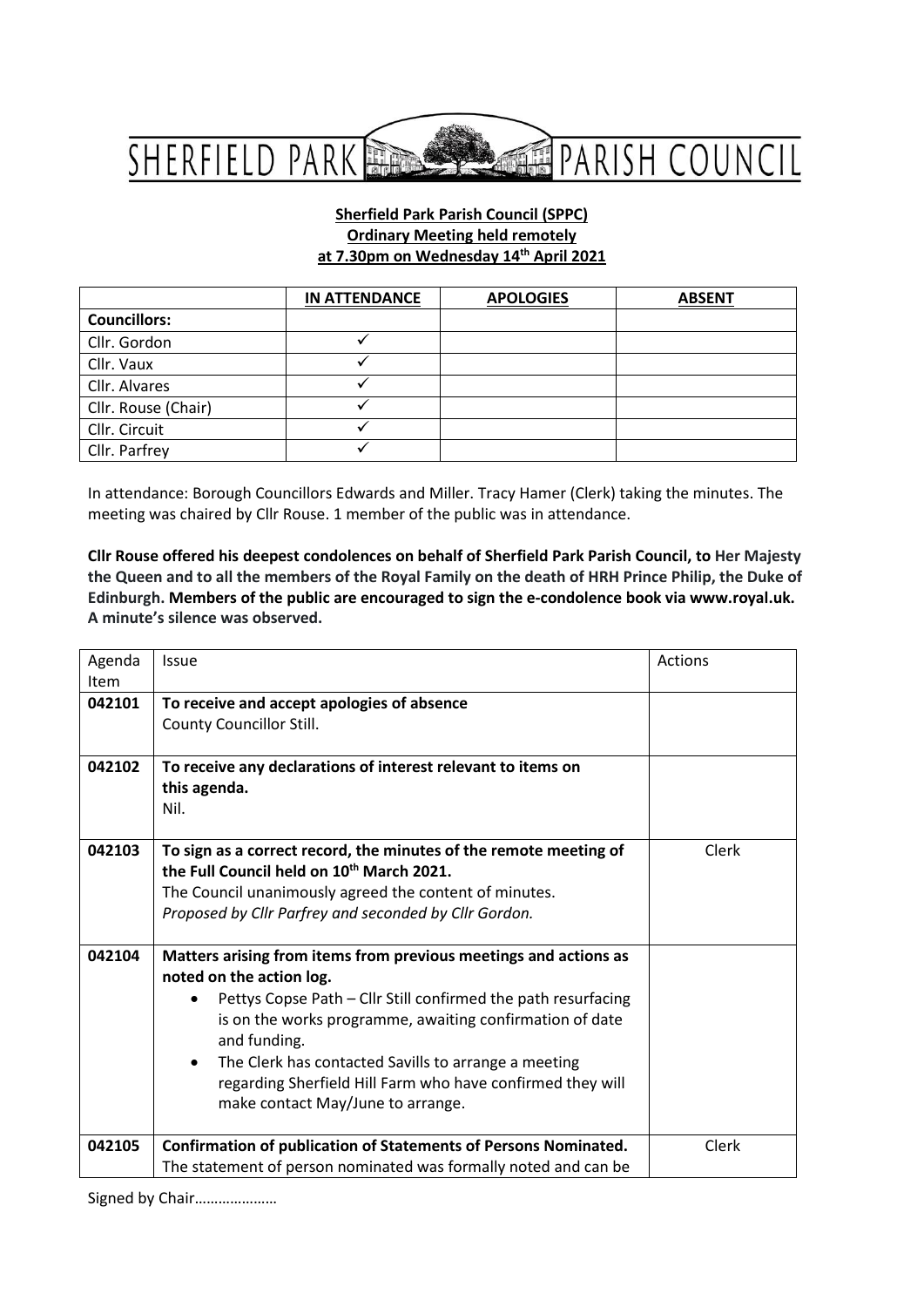SHERFIELD PARK PARISH COUNCIL

**Sherfield Park Parish Council (SPPC)**
**Ordinary Meeting held remotely**
**at 7.30pm on Wednesday 14th April 2021**

| | IN ATTENDANCE | APOLOGIES | ABSENT |
|---|---|---|---|
| **Councillors:** | | | |
| Cllr. Gordon | ✓ | | |
| Cllr. Vaux | ✓ | | |
| Cllr. Alvares | ✓ | | |
| Cllr. Rouse (Chair) | ✓ | | |
| Cllr. Circuit | ✓ | | |
| Cllr. Parfrey | ✓ | | |

In attendance: Borough Councillors Edwards and Miller. Tracy Hamer (Clerk) taking the minutes. The meeting was chaired by Cllr Rouse. 1 member of the public was in attendance.

**Cllr Rouse offered his deepest condolences on behalf of Sherfield Park Parish Council, to Her Majesty the Queen and to all the members of the Royal Family on the death of HRH Prince Philip, the Duke of Edinburgh. Members of the public are encouraged to sign the e-condolence book via www.royal.uk. A minute's silence was observed.**

| Agenda Item | Issue | Actions |
|---|---|---|
| **042101** | **To receive and accept apologies of absence**<br>County Councillor Still. | |
| **042102** | **To receive any declarations of interest relevant to items on this agenda.**<br>Nil. | |
| **042103** | **To sign as a correct record, the minutes of the remote meeting of the Full Council held on 10th March 2021.**<br>The Council unanimously agreed the content of minutes.<br>*Proposed by Cllr Parfrey and seconded by Cllr Gordon.* | Clerk |
| **042104** | **Matters arising from items from previous meetings and actions as noted on the action log.**<br>• Pettys Copse Path – Cllr Still confirmed the path resurfacing is on the works programme, awaiting confirmation of date and funding.<br>• The Clerk has contacted Savills to arrange a meeting regarding Sherfield Hill Farm who have confirmed they will make contact May/June to arrange. | |
| **042105** | **Confirmation of publication of Statements of Persons Nominated.**<br>The statement of person nominated was formally noted and can be | Clerk |

Signed by Chair…………………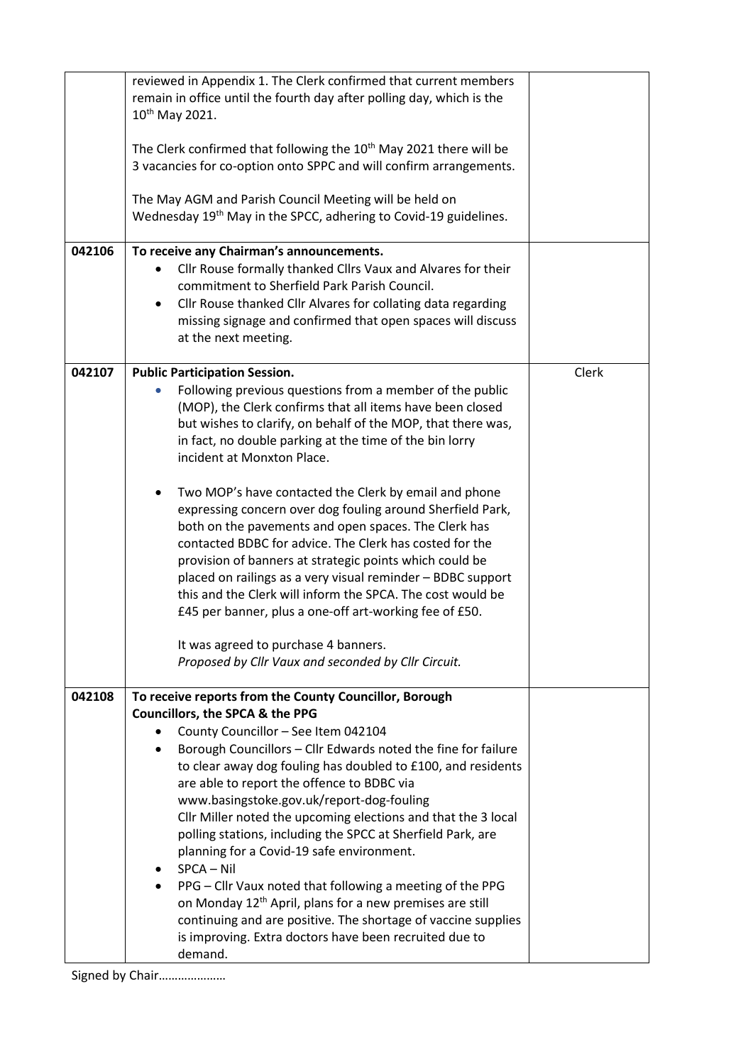| | | |
|---|---|---|
| | reviewed in Appendix 1. The Clerk confirmed that current members remain in office until the fourth day after polling day, which is the 10th May 2021.<br><br>The Clerk confirmed that following the 10th May 2021 there will be 3 vacancies for co-option onto SPPC and will confirm arrangements.<br><br>The May AGM and Parish Council Meeting will be held on Wednesday 19th May in the SPCC, adhering to Covid-19 guidelines. | |
| **042106** | **To receive any Chairman's announcements.**<br>• Cllr Rouse formally thanked Cllrs Vaux and Alvares for their commitment to Sherfield Park Parish Council.<br>• Cllr Rouse thanked Cllr Alvares for collating data regarding missing signage and confirmed that open spaces will discuss at the next meeting. | |
| **042107** | **Public Participation Session.**<br>• Following previous questions from a member of the public (MOP), the Clerk confirms that all items have been closed but wishes to clarify, on behalf of the MOP, that there was, in fact, no double parking at the time of the bin lorry incident at Monxton Place.<br><br>• Two MOP's have contacted the Clerk by email and phone expressing concern over dog fouling around Sherfield Park, both on the pavements and open spaces. The Clerk has contacted BDBC for advice. The Clerk has costed for the provision of banners at strategic points which could be placed on railings as a very visual reminder – BDBC support this and the Clerk will inform the SPCA. The cost would be £45 per banner, plus a one-off art-working fee of £50.<br><br>It was agreed to purchase 4 banners.<br>*Proposed by Cllr Vaux and seconded by Cllr Circuit.* | Clerk |
| **042108** | **To receive reports from the County Councillor, Borough Councillors, the SPCA & the PPG**<br>• County Councillor – See Item 042104<br>• Borough Councillors – Cllr Edwards noted the fine for failure to clear away dog fouling has doubled to £100, and residents are able to report the offence to BDBC via www.basingstoke.gov.uk/report-dog-fouling<br>Cllr Miller noted the upcoming elections and that the 3 local polling stations, including the SPCC at Sherfield Park, are planning for a Covid-19 safe environment.<br>• SPCA – Nil<br>• PPG – Cllr Vaux noted that following a meeting of the PPG on Monday 12th April, plans for a new premises are still continuing and are positive. The shortage of vaccine supplies is improving. Extra doctors have been recruited due to demand. | |

Signed by Chair…………………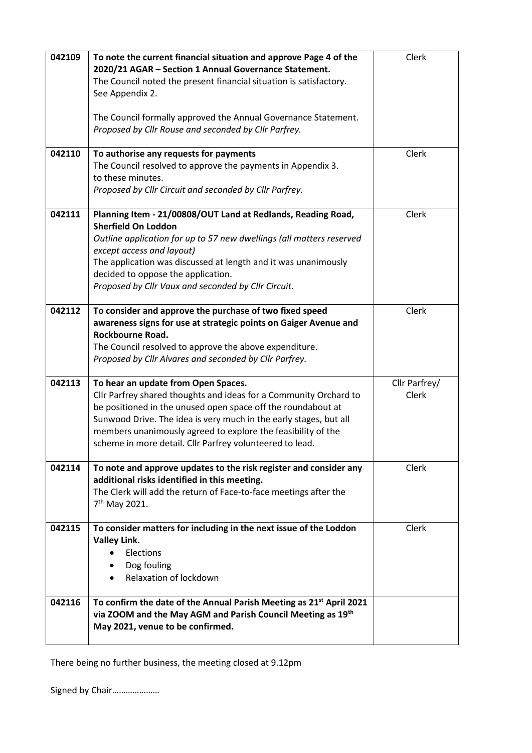| | | |
|---|---|---|
| 042109 | **To note the current financial situation and approve Page 4 of the 2020/21 AGAR – Section 1 Annual Governance Statement.**<br>The Council noted the present financial situation is satisfactory. See Appendix 2.<br><br>The Council formally approved the Annual Governance Statement.<br>*Proposed by Cllr Rouse and seconded by Cllr Parfrey.* | Clerk |
| 042110 | **To authorise any requests for payments**<br>The Council resolved to approve the payments in Appendix 3. to these minutes.<br>*Proposed by Cllr Circuit and seconded by Cllr Parfrey.* | Clerk |
| 042111 | **Planning Item - 21/00808/OUT Land at Redlands, Reading Road, Sherfield On Loddon**<br>*Outline application for up to 57 new dwellings (all matters reserved except access and layout)*<br>The application was discussed at length and it was unanimously decided to oppose the application.<br>*Proposed by Cllr Vaux and seconded by Cllr Circuit.* | Clerk |
| 042112 | **To consider and approve the purchase of two fixed speed awareness signs for use at strategic points on Gaiger Avenue and Rockbourne Road.**<br>The Council resolved to approve the above expenditure.<br>*Proposed by Cllr Alvares and seconded by Cllr Parfrey.* | Clerk |
| 042113 | **To hear an update from Open Spaces.**<br>Cllr Parfrey shared thoughts and ideas for a Community Orchard to be positioned in the unused open space off the roundabout at Sunwood Drive. The idea is very much in the early stages, but all members unanimously agreed to explore the feasibility of the scheme in more detail. Cllr Parfrey volunteered to lead. | Cllr Parfrey/ Clerk |
| 042114 | **To note and approve updates to the risk register and consider any additional risks identified in this meeting.**<br>The Clerk will add the return of Face-to-face meetings after the 7th May 2021. | Clerk |
| 042115 | **To consider matters for including in the next issue of the Loddon Valley Link.**<br>• Elections<br>• Dog fouling<br>• Relaxation of lockdown | Clerk |
| 042116 | **To confirm the date of the Annual Parish Meeting as 21st April 2021 via ZOOM and the May AGM and Parish Council Meeting as 19th May 2021, venue to be confirmed.** | |

There being no further business, the meeting closed at 9.12pm

Signed by Chair…………………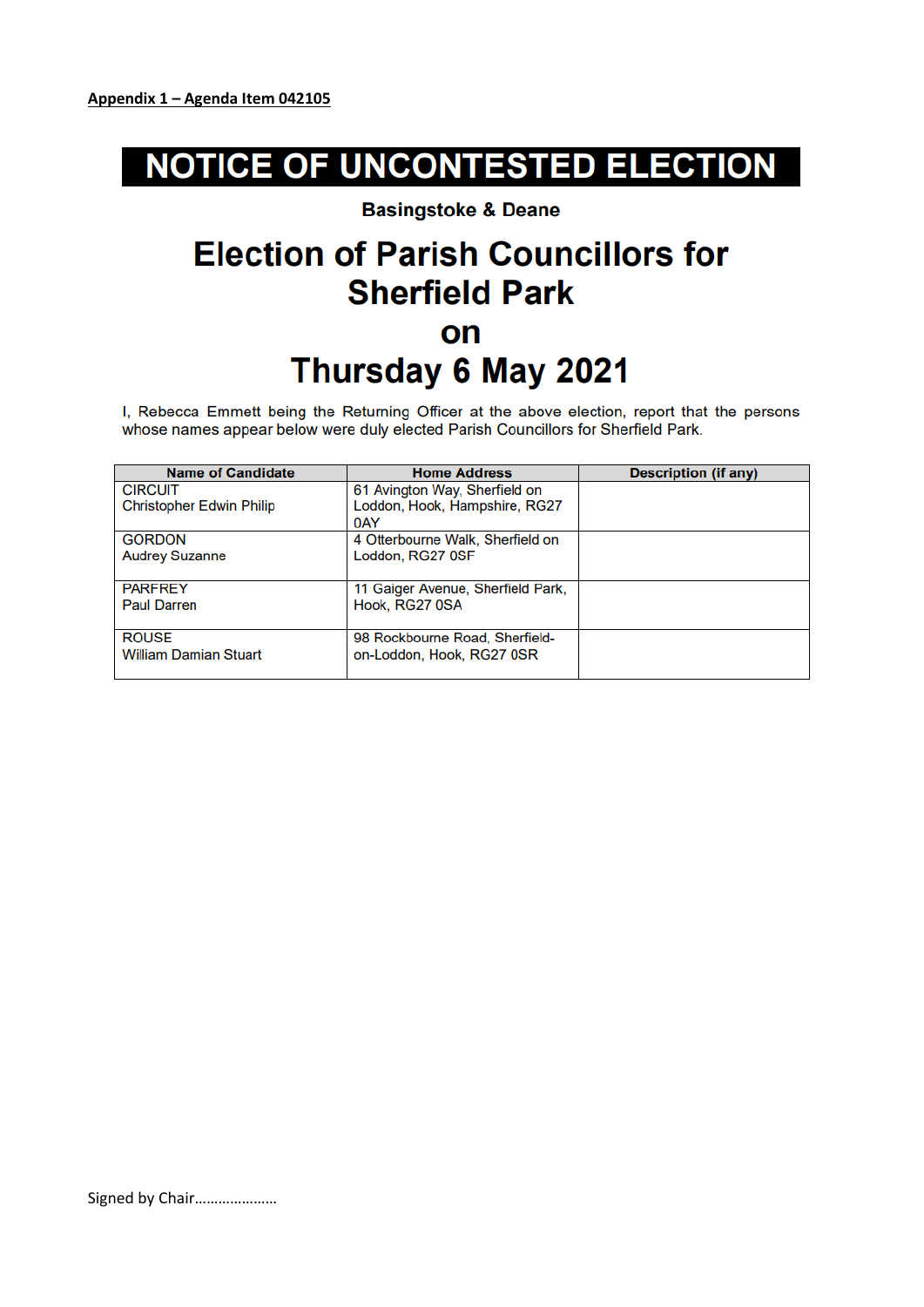**Appendix 1 – Agenda Item 042105**

# NOTICE OF UNCONTESTED ELECTION

**Basingstoke & Deane**

# Election of Parish Councillors for Sherfield Park on Thursday 6 May 2021

I, Rebecca Emmett being the Returning Officer at the above election, report that the persons whose names appear below were duly elected Parish Councillors for Sherfield Park.

| Name of Candidate | Home Address | Description (if any) |
|---|---|---|
| CIRCUIT<br>Christopher Edwin Philip | 61 Avington Way, Sherfield on Loddon, Hook, Hampshire, RG27 0AY | |
| GORDON<br>Audrey Suzanne | 4 Otterbourne Walk, Sherfield on Loddon, RG27 0SF | |
| PARFREY<br>Paul Darren | 11 Gaiger Avenue, Sherfield Park, Hook, RG27 0SA | |
| ROUSE<br>William Damian Stuart | 98 Rockbourne Road, Sherfield-on-Loddon, Hook, RG27 0SR | |

Signed by Chair…………………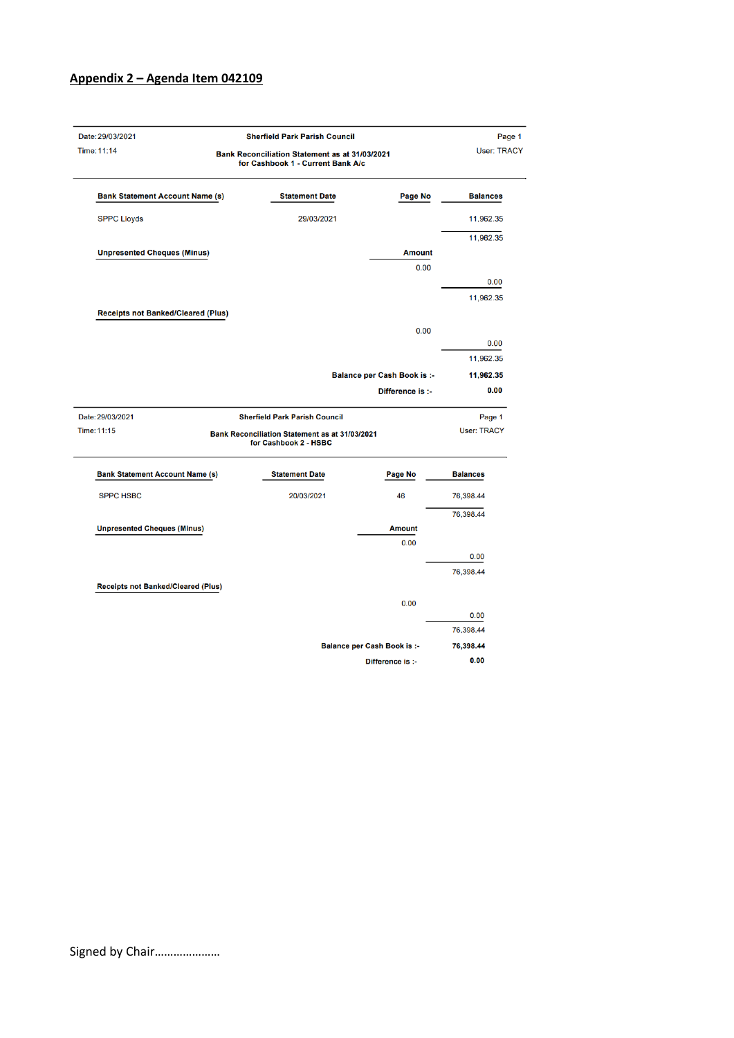## Appendix 2 – Agenda Item 042109

Date: 29/03/2021
Time: 11:14

**Sherfield Park Parish Council**

**Bank Reconciliation Statement as at 31/03/2021**
**for Cashbook 1 - Current Bank A/c**

Page 1
User: TRACY

| Bank Statement Account Name (s) | Statement Date | Page No | Balances |
|---|---|---|---|
| SPPC Lloyds | 29/03/2021 | | 11,962.35 |
| | | | 11,962.35 |

| Unpresented Cheques (Minus) | Amount | |
|---|---|---|
| | 0.00 | |
| | | 0.00 |
| | | 11,962.35 |

| Receipts not Banked/Cleared (Plus) | | |
|---|---|---|
| | 0.00 | |
| | | 0.00 |
| | | 11,962.35 |
| | **Balance per Cash Book is :-** | **11,962.35** |
| | **Difference is :-** | **0.00** |

Date: 29/03/2021
Time: 11:15

**Sherfield Park Parish Council**

**Bank Reconciliation Statement as at 31/03/2021**
**for Cashbook 2 - HSBC**

Page 1
User: TRACY

| Bank Statement Account Name (s) | Statement Date | Page No | Balances |
|---|---|---|---|
| SPPC HSBC | 20/03/2021 | 46 | 76,398.44 |
| | | | 76,398.44 |

| Unpresented Cheques (Minus) | Amount | |
|---|---|---|
| | 0.00 | |
| | | 0.00 |
| | | 76,398.44 |

| Receipts not Banked/Cleared (Plus) | | |
|---|---|---|
| | 0.00 | |
| | | 0.00 |
| | | 76,398.44 |
| | **Balance per Cash Book is :-** | **76,398.44** |
| | **Difference is :-** | **0.00** |

Signed by Chair…………………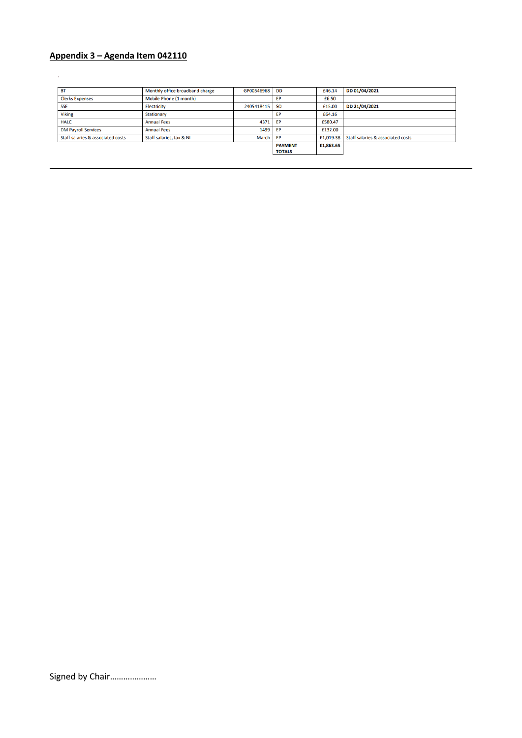## Appendix 3 – Agenda Item 042110

| | | | | | |
|---|---|---|---|---|---|
| BT | Monthly office broadband charge | GP00546968 | DD | £46.14 | **DD 01/04/2021** |
| Clerks Expenses | Mobile Phone (1 month) | | EP | £6.50 | |
| SSE | Electricity | 2405418415 | SO | £15.00 | **DD 21/04/2021** |
| Viking | Stationary | | EP | £64.16 | |
| HALC | Annual Fees | 4371 | EP | £580.47 | |
| DM Payroll Services | Annual Fees | 1499 | EP | £132.00 | |
| Staff salaries & associated costs | Staff salaries, tax & NI | March | EP | £1,019.38 | Staff salaries & associated costs |
| | | | **PAYMENT TOTALS** | **£1,863.65** | |

---

Signed by Chair…………………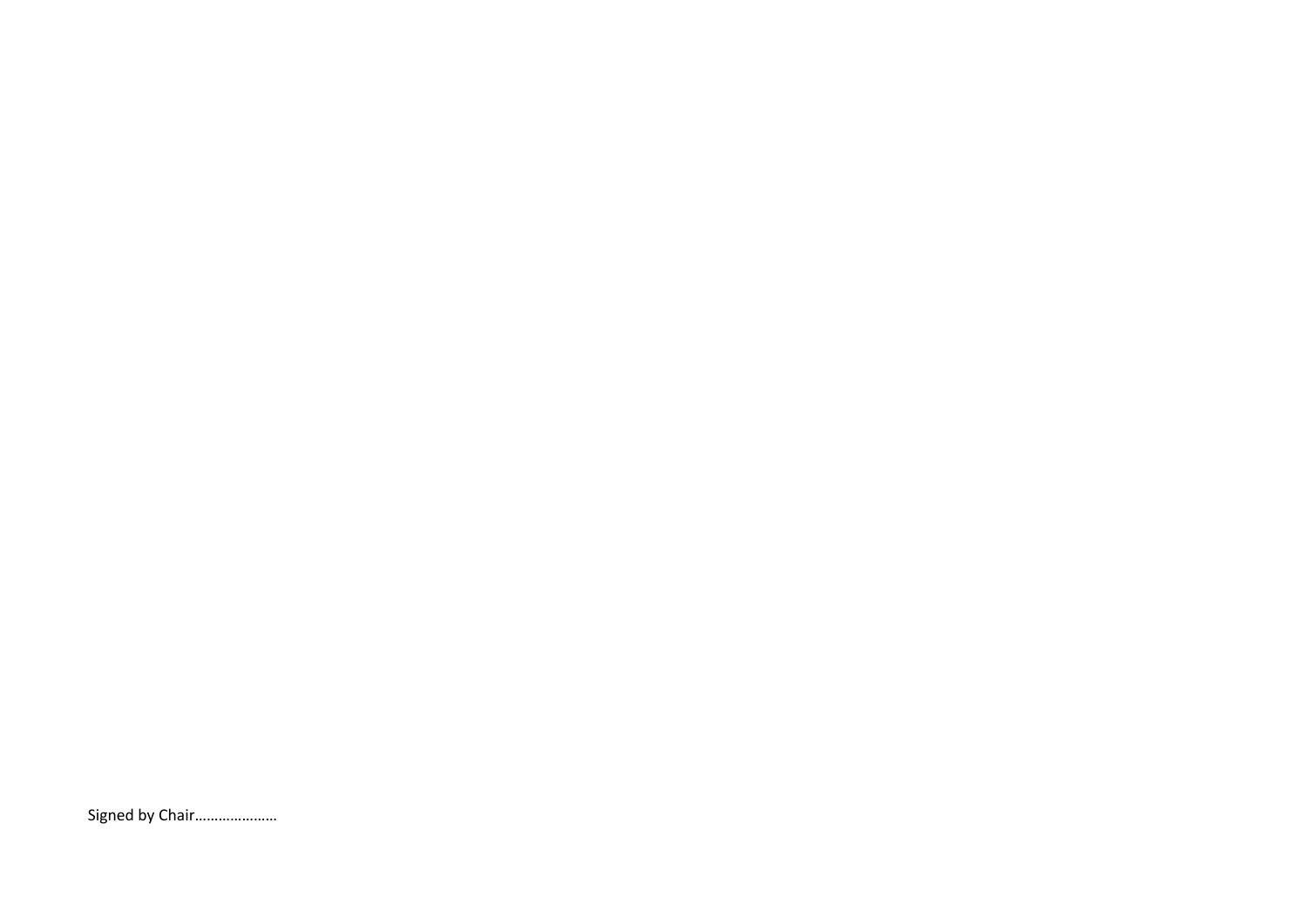Signed by Chair…………………